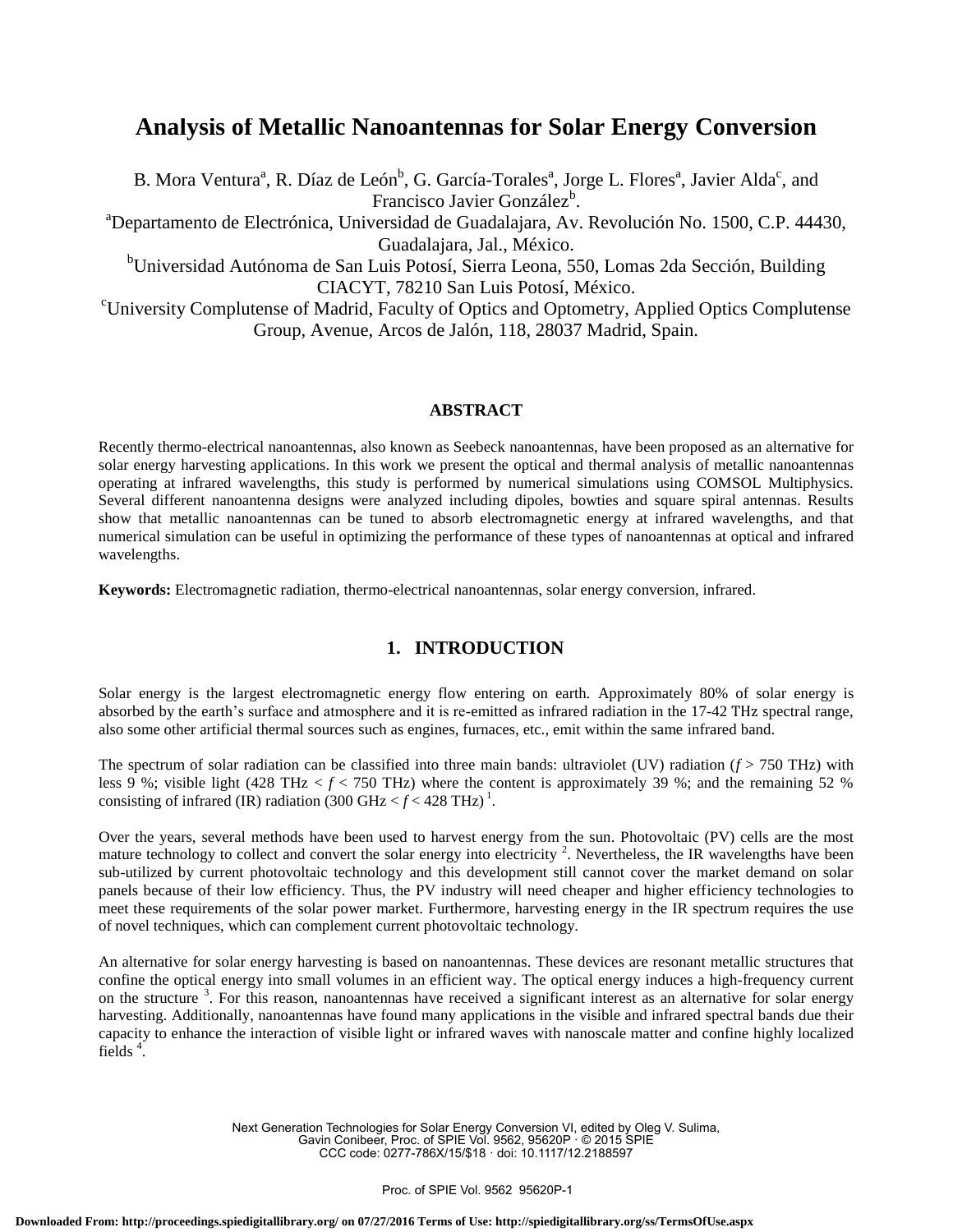# Analysis of Metallic Nanoantennas for Solar Energy Conversion

B. Mora Ventura[a], R. Díaz de León[b], G. García-Torales[a], Jorge L. Flores[a], Javier Alda[c], and Francisco Javier González[b].

[a]Departamento de Electrónica, Universidad de Guadalajara, Av. Revolución No. 1500, C.P. 44430, Guadalajara, Jal., México.

[b]Universidad Autónoma de San Luis Potosí, Sierra Leona, 550, Lomas 2da Sección, Building CIACYT, 78210 San Luis Potosí, México.

[c]University Complutense of Madrid, Faculty of Optics and Optometry, Applied Optics Complutense Group, Avenue, Arcos de Jalón, 118, 28037 Madrid, Spain.

## ABSTRACT

Recently thermo-electrical nanoantennas, also known as Seebeck nanoantennas, have been proposed as an alternative for solar energy harvesting applications. In this work we present the optical and thermal analysis of metallic nanoantennas operating at infrared wavelengths, this study is performed by numerical simulations using COMSOL Multiphysics. Several different nanoantenna designs were analyzed including dipoles, bowties and square spiral antennas. Results show that metallic nanoantennas can be tuned to absorb electromagnetic energy at infrared wavelengths, and that numerical simulation can be useful in optimizing the performance of these types of nanoantennas at optical and infrared wavelengths.

**Keywords:** Electromagnetic radiation, thermo-electrical nanoantennas, solar energy conversion, infrared.

## 1. INTRODUCTION

Solar energy is the largest electromagnetic energy flow entering on earth. Approximately 80% of solar energy is absorbed by the earth's surface and atmosphere and it is re-emitted as infrared radiation in the 17-42 THz spectral range, also some other artificial thermal sources such as engines, furnaces, etc., emit within the same infrared band.

The spectrum of solar radiation can be classified into three main bands: ultraviolet (UV) radiation ($f > 750$ THz) with less 9 %; visible light (428 THz $< f <$ 750 THz) where the content is approximately 39 %; and the remaining 52 % consisting of infrared (IR) radiation (300 GHz $< f <$ 428 THz) [1].

Over the years, several methods have been used to harvest energy from the sun. Photovoltaic (PV) cells are the most mature technology to collect and convert the solar energy into electricity [2]. Nevertheless, the IR wavelengths have been sub-utilized by current photovoltaic technology and this development still cannot cover the market demand on solar panels because of their low efficiency. Thus, the PV industry will need cheaper and higher efficiency technologies to meet these requirements of the solar power market. Furthermore, harvesting energy in the IR spectrum requires the use of novel techniques, which can complement current photovoltaic technology.

An alternative for solar energy harvesting is based on nanoantennas. These devices are resonant metallic structures that confine the optical energy into small volumes in an efficient way. The optical energy induces a high-frequency current on the structure [3]. For this reason, nanoantennas have received a significant interest as an alternative for solar energy harvesting. Additionally, nanoantennas have found many applications in the visible and infrared spectral bands due their capacity to enhance the interaction of visible light or infrared waves with nanoscale matter and confine highly localized fields [4].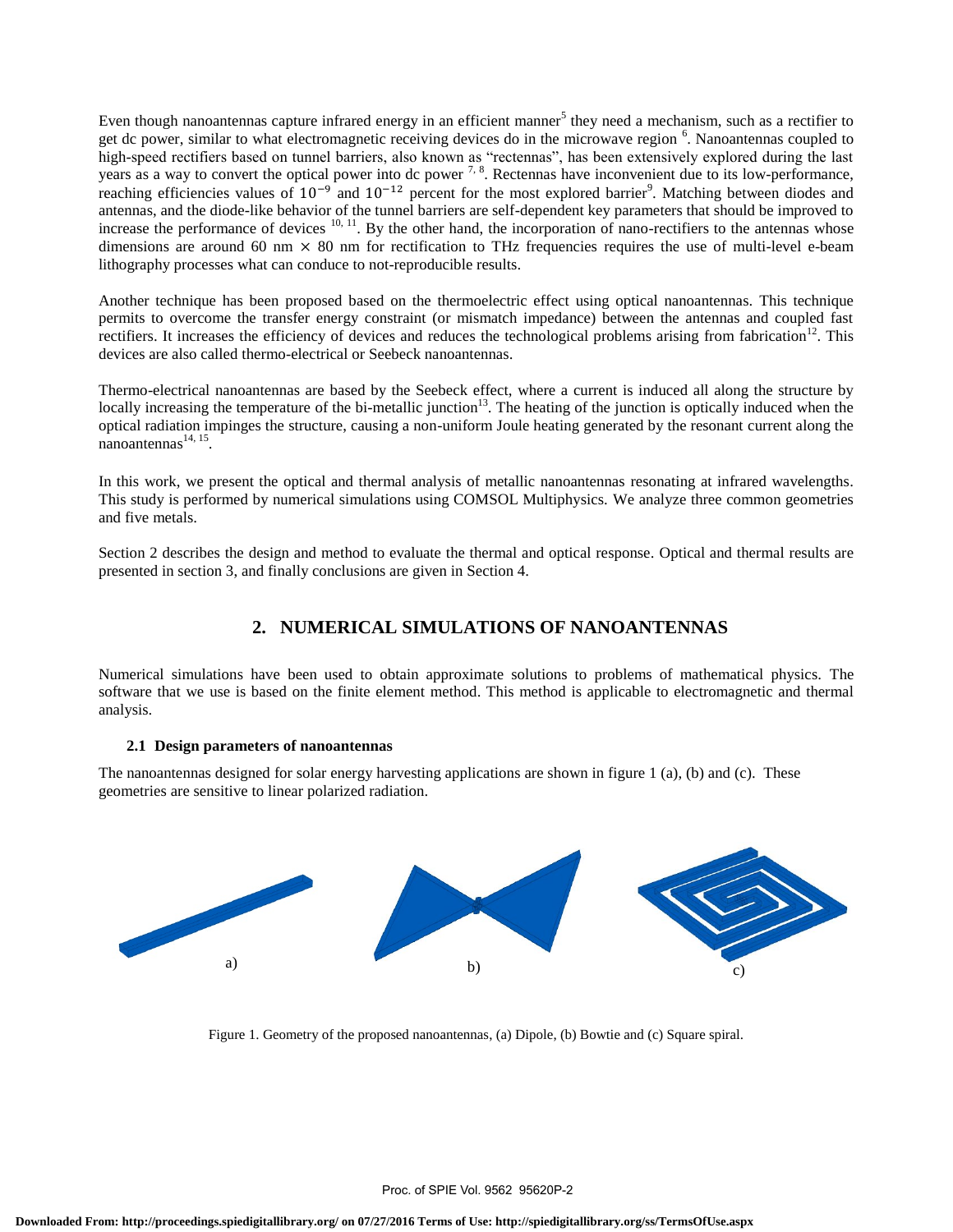Even though nanoantennas capture infrared energy in an efficient manner[5] they need a mechanism, such as a rectifier to get dc power, similar to what electromagnetic receiving devices do in the microwave region [6]. Nanoantennas coupled to high-speed rectifiers based on tunnel barriers, also known as "rectennas", has been extensively explored during the last years as a way to convert the optical power into dc power [7, 8]. Rectennas have inconvenient due to its low-performance, reaching efficiencies values of $10^{-9}$ and $10^{-12}$ percent for the most explored barrier[9]. Matching between diodes and antennas, and the diode-like behavior of the tunnel barriers are self-dependent key parameters that should be improved to increase the performance of devices [10, 11]. By the other hand, the incorporation of nano-rectifiers to the antennas whose dimensions are around 60 nm $\times$ 80 nm for rectification to THz frequencies requires the use of multi-level e-beam lithography processes what can conduce to not-reproducible results.

Another technique has been proposed based on the thermoelectric effect using optical nanoantennas. This technique permits to overcome the transfer energy constraint (or mismatch impedance) between the antennas and coupled fast rectifiers. It increases the efficiency of devices and reduces the technological problems arising from fabrication[12]. This devices are also called thermo-electrical or Seebeck nanoantennas.

Thermo-electrical nanoantennas are based by the Seebeck effect, where a current is induced all along the structure by locally increasing the temperature of the bi-metallic junction[13]. The heating of the junction is optically induced when the optical radiation impinges the structure, causing a non-uniform Joule heating generated by the resonant current along the nanoantennas[14, 15].

In this work, we present the optical and thermal analysis of metallic nanoantennas resonating at infrared wavelengths. This study is performed by numerical simulations using COMSOL Multiphysics. We analyze three common geometries and five metals.

Section 2 describes the design and method to evaluate the thermal and optical response. Optical and thermal results are presented in section 3, and finally conclusions are given in Section 4.

## 2. NUMERICAL SIMULATIONS OF NANOANTENNAS

Numerical simulations have been used to obtain approximate solutions to problems of mathematical physics. The software that we use is based on the finite element method. This method is applicable to electromagnetic and thermal analysis.

### 2.1 Design parameters of nanoantennas

The nanoantennas designed for solar energy harvesting applications are shown in figure 1 (a), (b) and (c). These geometries are sensitive to linear polarized radiation.

a) b) c)

Figure 1. Geometry of the proposed nanoantennas, (a) Dipole, (b) Bowtie and (c) Square spiral.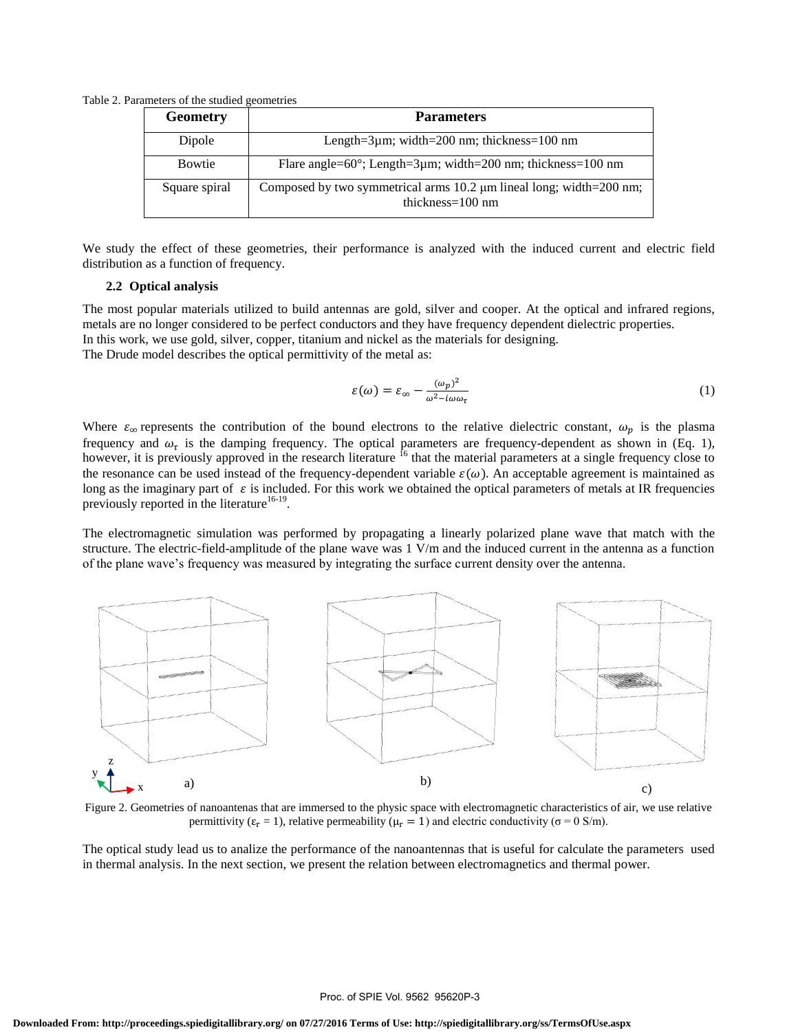Table 2. Parameters of the studied geometries

| Geometry | Parameters |
| --- | --- |
| Dipole | Length=3μm; width=200 nm; thickness=100 nm |
| Bowtie | Flare angle=60°; Length=3μm; width=200 nm; thickness=100 nm |
| Square spiral | Composed by two symmetrical arms 10.2 μm lineal long; width=200 nm; thickness=100 nm |

We study the effect of these geometries, their performance is analyzed with the induced current and electric field distribution as a function of frequency.

### 2.2 Optical analysis

The most popular materials utilized to build antennas are gold, silver and cooper. At the optical and infrared regions, metals are no longer considered to be perfect conductors and they have frequency dependent dielectric properties.
In this work, we use gold, silver, copper, titanium and nickel as the materials for designing.
The Drude model describes the optical permittivity of the metal as:

$$\varepsilon(\omega) = \varepsilon_{\infty} - \frac{(\omega_p)^2}{\omega^2 - i\omega\omega_\tau} \tag{1}$$

Where $\varepsilon_{\infty}$ represents the contribution of the bound electrons to the relative dielectric constant, $\omega_p$ is the plasma frequency and $\omega_\tau$ is the damping frequency. The optical parameters are frequency-dependent as shown in (Eq. 1), however, it is previously approved in the research literature [16] that the material parameters at a single frequency close to the resonance can be used instead of the frequency-dependent variable $\varepsilon(\omega)$. An acceptable agreement is maintained as long as the imaginary part of $\varepsilon$ is included. For this work we obtained the optical parameters of metals at IR frequencies previously reported in the literature[16-19].

The electromagnetic simulation was performed by propagating a linearly polarized plane wave that match with the structure. The electric-field-amplitude of the plane wave was 1 V/m and the induced current in the antenna as a function of the plane wave's frequency was measured by integrating the surface current density over the antenna.

Figure 2. Geometries of nanoantenas that are immersed to the physic space with electromagnetic characteristics of air, we use relative permittivity ($\varepsilon_r = 1$), relative permeability ($\mu_r = 1$) and electric conductivity ($\sigma = 0$ S/m).

The optical study lead us to analize the performance of the nanoantennas that is useful for calculate the parameters used in thermal analysis. In the next section, we present the relation between electromagnetics and thermal power.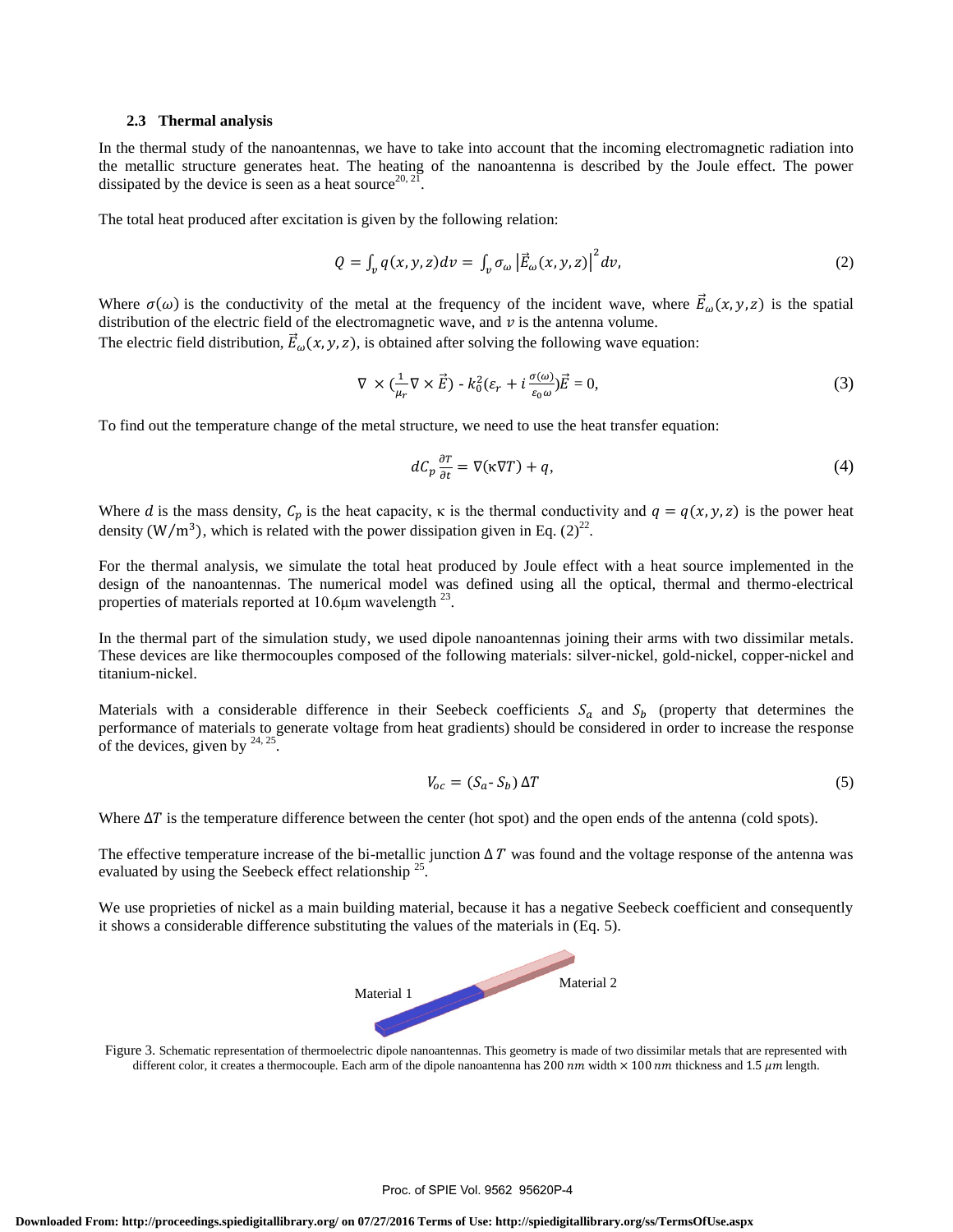### 2.3 Thermal analysis

In the thermal study of the nanoantennas, we have to take into account that the incoming electromagnetic radiation into the metallic structure generates heat. The heating of the nanoantenna is described by the Joule effect. The power dissipated by the device is seen as a heat source[20, 21].

The total heat produced after excitation is given by the following relation:

$$Q = \int_v q(x,y,z)dv = \int_v \sigma_\omega \left|\vec{E}_\omega(x,y,z)\right|^2 dv, \tag{2}$$

Where $\sigma(\omega)$ is the conductivity of the metal at the frequency of the incident wave, where $\vec{E}_\omega(x,y,z)$ is the spatial distribution of the electric field of the electromagnetic wave, and $v$ is the antenna volume.

The electric field distribution, $\vec{E}_\omega(x,y,z)$, is obtained after solving the following wave equation:

$$\nabla \times (\frac{1}{\mu_r}\nabla \times \vec{E}) - k_0^2(\varepsilon_r + i\frac{\sigma(\omega)}{\varepsilon_0 \omega})\vec{E} = 0, \tag{3}$$

To find out the temperature change of the metal structure, we need to use the heat transfer equation:

$$dC_p\frac{\partial T}{\partial t} = \nabla(\kappa \nabla T) + q, \tag{4}$$

Where $d$ is the mass density, $C_p$ is the heat capacity, κ is the thermal conductivity and $q = q(x,y,z)$ is the power heat density $(\mathrm{W/m^3})$, which is related with the power dissipation given in Eq. (2)[22].

For the thermal analysis, we simulate the total heat produced by Joule effect with a heat source implemented in the design of the nanoantennas. The numerical model was defined using all the optical, thermal and thermo-electrical properties of materials reported at 10.6μm wavelength [23].

In the thermal part of the simulation study, we used dipole nanoantennas joining their arms with two dissimilar metals. These devices are like thermocouples composed of the following materials: silver-nickel, gold-nickel, copper-nickel and titanium-nickel.

Materials with a considerable difference in their Seebeck coefficients $S_a$ and $S_b$ (property that determines the performance of materials to generate voltage from heat gradients) should be considered in order to increase the response of the devices, given by [24, 25].

$$V_{oc} = (S_a - S_b)\,\Delta T \tag{5}$$

Where $\Delta T$ is the temperature difference between the center (hot spot) and the open ends of the antenna (cold spots).

The effective temperature increase of the bi-metallic junction $\Delta T$ was found and the voltage response of the antenna was evaluated by using the Seebeck effect relationship [25].

We use proprieties of nickel as a main building material, because it has a negative Seebeck coefficient and consequently it shows a considerable difference substituting the values of the materials in (Eq. 5).

Material 1 Material 2

Figure 3. Schematic representation of thermoelectric dipole nanoantennas. This geometry is made of two dissimilar metals that are represented with different color, it creates a thermocouple. Each arm of the dipole nanoantenna has 200 $nm$ width × 100 $nm$ thickness and 1.5 $\mu m$ length.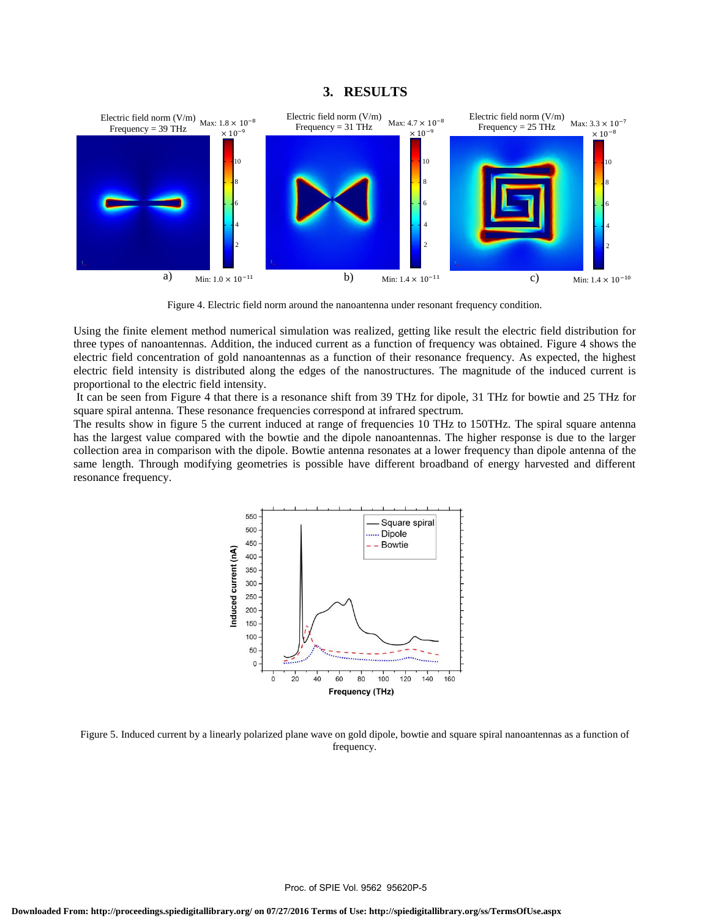## 3. RESULTS

Figure 4. Electric field norm around the nanoantenna under resonant frequency condition.

Using the finite element method numerical simulation was realized, getting like result the electric field distribution for three types of nanoantennas. Addition, the induced current as a function of frequency was obtained. Figure 4 shows the electric field concentration of gold nanoantennas as a function of their resonance frequency. As expected, the highest electric field intensity is distributed along the edges of the nanostructures. The magnitude of the induced current is proportional to the electric field intensity.

It can be seen from Figure 4 that there is a resonance shift from 39 THz for dipole, 31 THz for bowtie and 25 THz for square spiral antenna. These resonance frequencies correspond at infrared spectrum.

The results show in figure 5 the current induced at range of frequencies 10 THz to 150THz. The spiral square antenna has the largest value compared with the bowtie and the dipole nanoantennas. The higher response is due to the larger collection area in comparison with the dipole. Bowtie antenna resonates at a lower frequency than dipole antenna of the same length. Through modifying geometries is possible have different broadband of energy harvested and different resonance frequency.

Figure 5. Induced current by a linearly polarized plane wave on gold dipole, bowtie and square spiral nanoantennas as a function of frequency.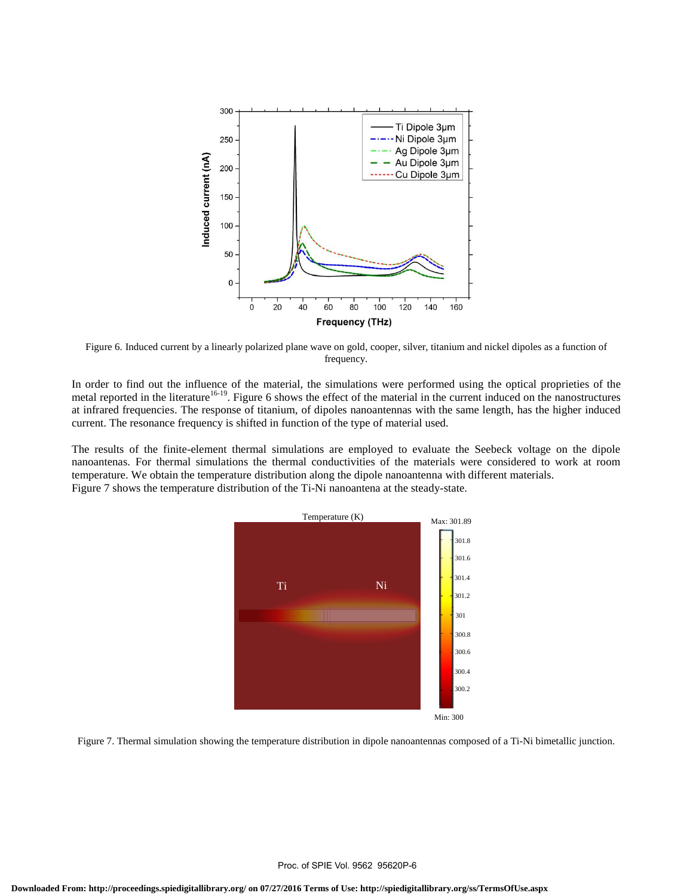Figure 6. Induced current by a linearly polarized plane wave on gold, cooper, silver, titanium and nickel dipoles as a function of frequency.

In order to find out the influence of the material, the simulations were performed using the optical proprieties of the metal reported in the literature[16-19]. Figure 6 shows the effect of the material in the current induced on the nanostructures at infrared frequencies. The response of titanium, of dipoles nanoantennas with the same length, has the higher induced current. The resonance frequency is shifted in function of the type of material used.

The results of the finite-element thermal simulations are employed to evaluate the Seebeck voltage on the dipole nanoantenas. For thermal simulations the thermal conductivities of the materials were considered to work at room temperature. We obtain the temperature distribution along the dipole nanoantenna with different materials. Figure 7 shows the temperature distribution of the Ti-Ni nanoantena at the steady-state.

Figure 7. Thermal simulation showing the temperature distribution in dipole nanoantennas composed of a Ti-Ni bimetallic junction.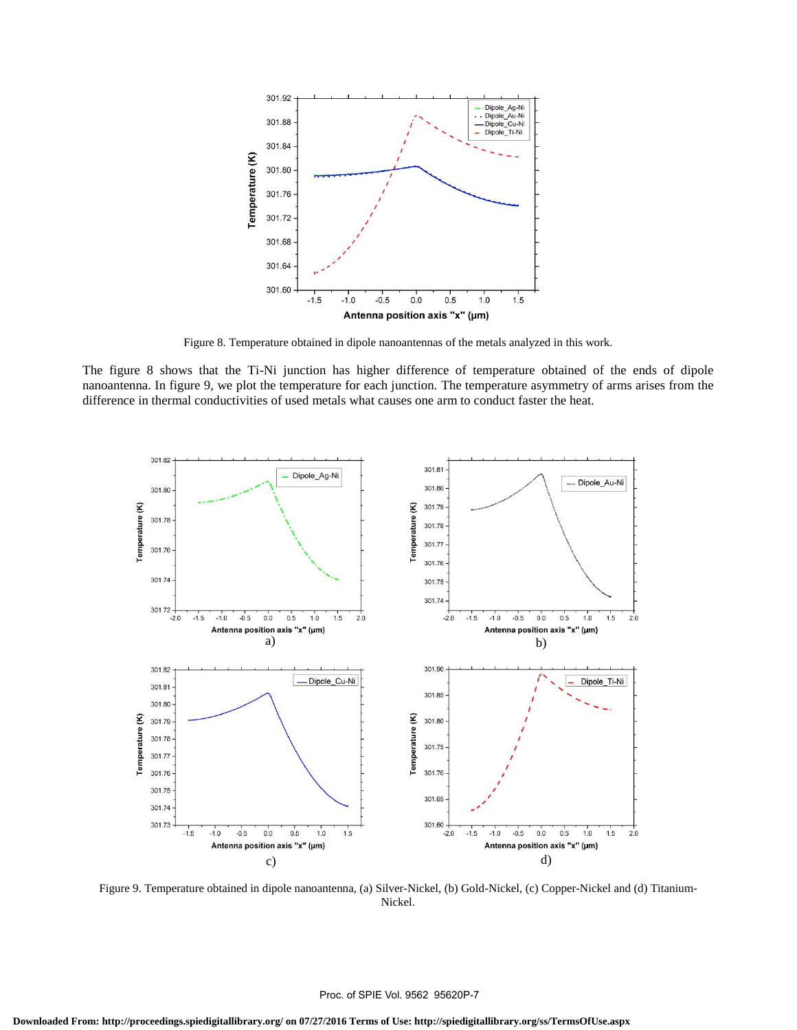Figure 8. Temperature obtained in dipole nanoantennas of the metals analyzed in this work.

The figure 8 shows that the Ti-Ni junction has higher difference of temperature obtained of the ends of dipole nanoantenna. In figure 9, we plot the temperature for each junction. The temperature asymmetry of arms arises from the difference in thermal conductivities of used metals what causes one arm to conduct faster the heat.

Figure 9. Temperature obtained in dipole nanoantenna, (a) Silver-Nickel, (b) Gold-Nickel, (c) Copper-Nickel and (d) Titanium-Nickel.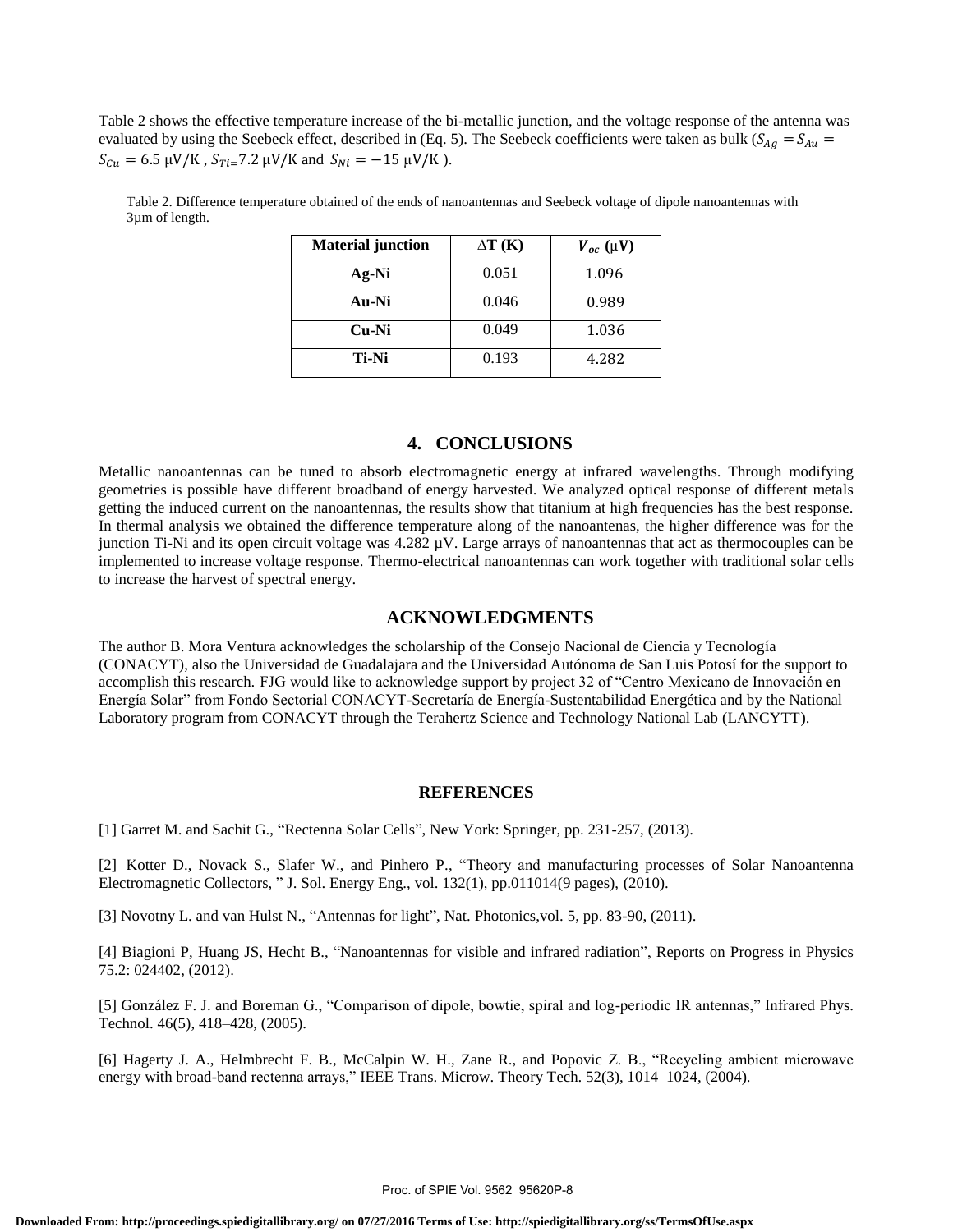Table 2 shows the effective temperature increase of the bi-metallic junction, and the voltage response of the antenna was evaluated by using the Seebeck effect, described in (Eq. 5). The Seebeck coefficients were taken as bulk ($S_{Ag} = S_{Au} = S_{Cu} = 6.5$ μV/K , $S_{Ti=}7.2$ μV/K and $S_{Ni} = -15$ μV/K ).

Table 2. Difference temperature obtained of the ends of nanoantennas and Seebeck voltage of dipole nanoantennas with 3μm of length.

| Material junction | ΔT (K) | $V_{oc}$ (μV) |
|---|---|---|
| Ag-Ni | 0.051 | 1.096 |
| Au-Ni | 0.046 | 0.989 |
| Cu-Ni | 0.049 | 1.036 |
| Ti-Ni | 0.193 | 4.282 |

## 4. CONCLUSIONS

Metallic nanoantennas can be tuned to absorb electromagnetic energy at infrared wavelengths. Through modifying geometries is possible have different broadband of energy harvested. We analyzed optical response of different metals getting the induced current on the nanoantennas, the results show that titanium at high frequencies has the best response. In thermal analysis we obtained the difference temperature along of the nanoantenas, the higher difference was for the junction Ti-Ni and its open circuit voltage was 4.282 μV. Large arrays of nanoantennas that act as thermocouples can be implemented to increase voltage response. Thermo-electrical nanoantennas can work together with traditional solar cells to increase the harvest of spectral energy.

## ACKNOWLEDGMENTS

The author B. Mora Ventura acknowledges the scholarship of the Consejo Nacional de Ciencia y Tecnología (CONACYT), also the Universidad de Guadalajara and the Universidad Autónoma de San Luis Potosí for the support to accomplish this research. FJG would like to acknowledge support by project 32 of "Centro Mexicano de Innovación en Energía Solar" from Fondo Sectorial CONACYT-Secretaría de Energía-Sustentabilidad Energética and by the National Laboratory program from CONACYT through the Terahertz Science and Technology National Lab (LANCYTT).

## REFERENCES

[1] Garret M. and Sachit G., "Rectenna Solar Cells", New York: Springer, pp. 231-257, (2013).

[2] Kotter D., Novack S., Slafer W., and Pinhero P., "Theory and manufacturing processes of Solar Nanoantenna Electromagnetic Collectors, " J. Sol. Energy Eng., vol. 132(1), pp.011014(9 pages), (2010).

[3] Novotny L. and van Hulst N., "Antennas for light", Nat. Photonics,vol. 5, pp. 83-90, (2011).

[4] Biagioni P, Huang JS, Hecht B., "Nanoantennas for visible and infrared radiation", Reports on Progress in Physics 75.2: 024402, (2012).

[5] González F. J. and Boreman G., "Comparison of dipole, bowtie, spiral and log-periodic IR antennas," Infrared Phys. Technol. 46(5), 418–428, (2005).

[6] Hagerty J. A., Helmbrecht F. B., McCalpin W. H., Zane R., and Popovic Z. B., "Recycling ambient microwave energy with broad-band rectenna arrays," IEEE Trans. Microw. Theory Tech. 52(3), 1014–1024, (2004).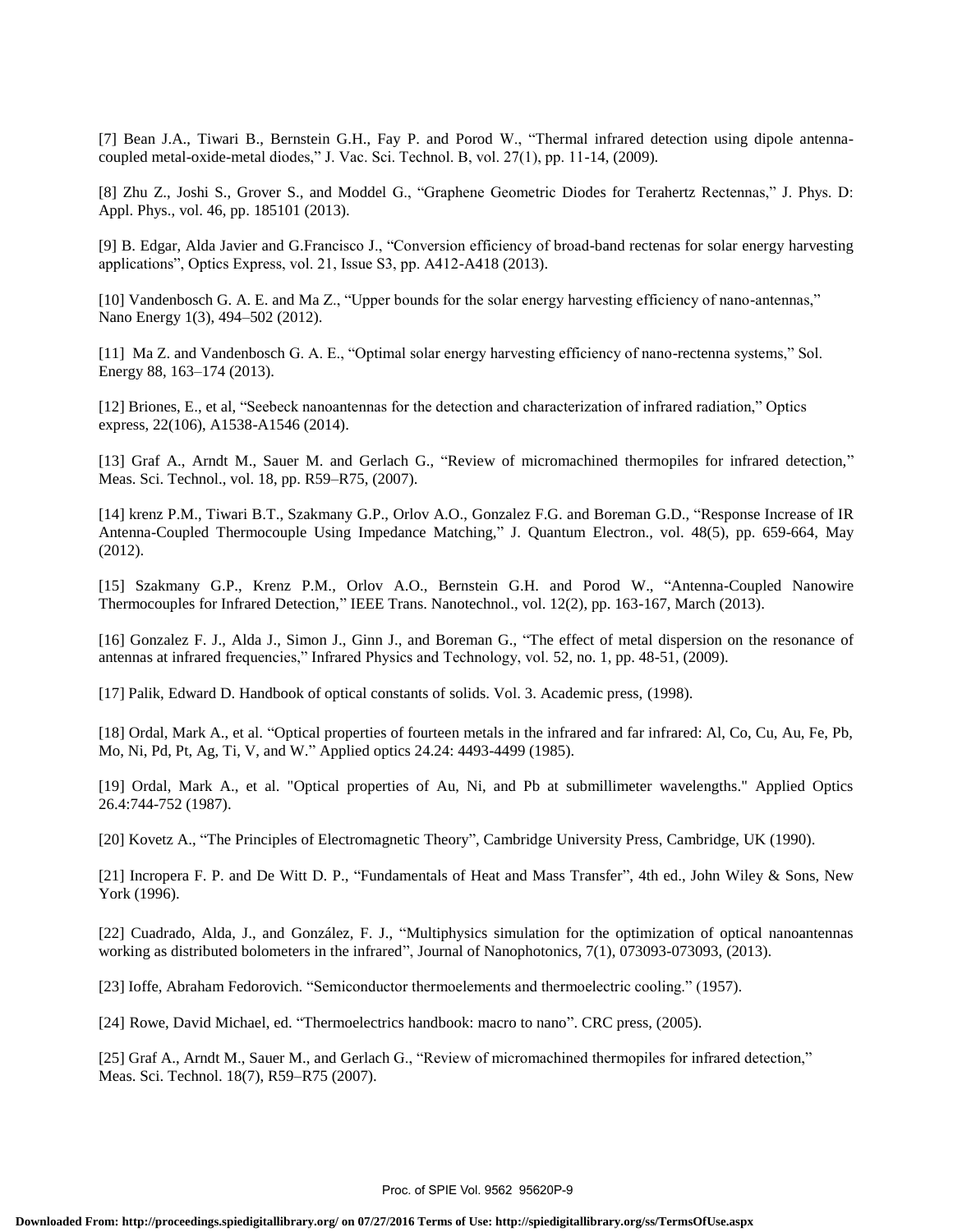[7] Bean J.A., Tiwari B., Bernstein G.H., Fay P. and Porod W., "Thermal infrared detection using dipole antenna-coupled metal-oxide-metal diodes," J. Vac. Sci. Technol. B, vol. 27(1), pp. 11-14, (2009).

[8] Zhu Z., Joshi S., Grover S., and Moddel G., "Graphene Geometric Diodes for Terahertz Rectennas," J. Phys. D: Appl. Phys., vol. 46, pp. 185101 (2013).

[9] B. Edgar, Alda Javier and G.Francisco J., "Conversion efficiency of broad-band rectenas for solar energy harvesting applications", Optics Express, vol. 21, Issue S3, pp. A412-A418 (2013).

[10] Vandenbosch G. A. E. and Ma Z., "Upper bounds for the solar energy harvesting efficiency of nano-antennas," Nano Energy 1(3), 494–502 (2012).

[11] Ma Z. and Vandenbosch G. A. E., "Optimal solar energy harvesting efficiency of nano-rectenna systems," Sol. Energy 88, 163–174 (2013).

[12] Briones, E., et al, "Seebeck nanoantennas for the detection and characterization of infrared radiation," Optics express, 22(106), A1538-A1546 (2014).

[13] Graf A., Arndt M., Sauer M. and Gerlach G., "Review of micromachined thermopiles for infrared detection," Meas. Sci. Technol., vol. 18, pp. R59–R75, (2007).

[14] krenz P.M., Tiwari B.T., Szakmany G.P., Orlov A.O., Gonzalez F.G. and Boreman G.D., "Response Increase of IR Antenna-Coupled Thermocouple Using Impedance Matching," J. Quantum Electron., vol. 48(5), pp. 659-664, May (2012).

[15] Szakmany G.P., Krenz P.M., Orlov A.O., Bernstein G.H. and Porod W., "Antenna-Coupled Nanowire Thermocouples for Infrared Detection," IEEE Trans. Nanotechnol., vol. 12(2), pp. 163-167, March (2013).

[16] Gonzalez F. J., Alda J., Simon J., Ginn J., and Boreman G., "The effect of metal dispersion on the resonance of antennas at infrared frequencies," Infrared Physics and Technology, vol. 52, no. 1, pp. 48-51, (2009).

[17] Palik, Edward D. Handbook of optical constants of solids. Vol. 3. Academic press, (1998).

[18] Ordal, Mark A., et al. "Optical properties of fourteen metals in the infrared and far infrared: Al, Co, Cu, Au, Fe, Pb, Mo, Ni, Pd, Pt, Ag, Ti, V, and W." Applied optics 24.24: 4493-4499 (1985).

[19] Ordal, Mark A., et al. "Optical properties of Au, Ni, and Pb at submillimeter wavelengths." Applied Optics 26.4:744-752 (1987).

[20] Kovetz A., "The Principles of Electromagnetic Theory", Cambridge University Press, Cambridge, UK (1990).

[21] Incropera F. P. and De Witt D. P., "Fundamentals of Heat and Mass Transfer", 4th ed., John Wiley & Sons, New York (1996).

[22] Cuadrado, Alda, J., and González, F. J., "Multiphysics simulation for the optimization of optical nanoantennas working as distributed bolometers in the infrared", Journal of Nanophotonics, 7(1), 073093-073093, (2013).

[23] Ioffe, Abraham Fedorovich. "Semiconductor thermoelements and thermoelectric cooling." (1957).

[24] Rowe, David Michael, ed. "Thermoelectrics handbook: macro to nano". CRC press, (2005).

[25] Graf A., Arndt M., Sauer M., and Gerlach G., "Review of micromachined thermopiles for infrared detection," Meas. Sci. Technol. 18(7), R59–R75 (2007).